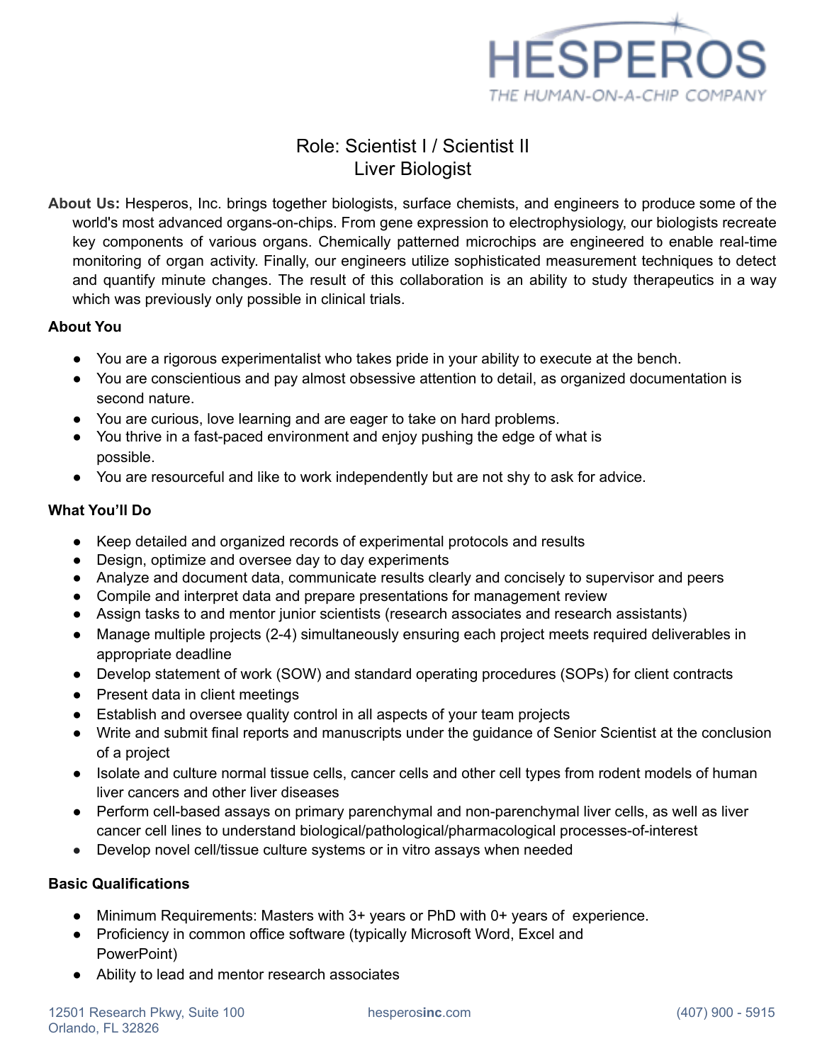HESPEROS
THE HUMAN-ON-A-CHIP COMPANY

# Role: Scientist I / Scientist II
# Liver Biologist

**About Us:** Hesperos, Inc. brings together biologists, surface chemists, and engineers to produce some of the world's most advanced organs-on-chips. From gene expression to electrophysiology, our biologists recreate key components of various organs. Chemically patterned microchips are engineered to enable real-time monitoring of organ activity. Finally, our engineers utilize sophisticated measurement techniques to detect and quantify minute changes. The result of this collaboration is an ability to study therapeutics in a way which was previously only possible in clinical trials.

### About You

- You are a rigorous experimentalist who takes pride in your ability to execute at the bench.
- You are conscientious and pay almost obsessive attention to detail, as organized documentation is second nature.
- You are curious, love learning and are eager to take on hard problems.
- You thrive in a fast-paced environment and enjoy pushing the edge of what is possible.
- You are resourceful and like to work independently but are not shy to ask for advice.

### What You'll Do

- Keep detailed and organized records of experimental protocols and results
- Design, optimize and oversee day to day experiments
- Analyze and document data, communicate results clearly and concisely to supervisor and peers
- Compile and interpret data and prepare presentations for management review
- Assign tasks to and mentor junior scientists (research associates and research assistants)
- Manage multiple projects (2-4) simultaneously ensuring each project meets required deliverables in appropriate deadline
- Develop statement of work (SOW) and standard operating procedures (SOPs) for client contracts
- Present data in client meetings
- Establish and oversee quality control in all aspects of your team projects
- Write and submit final reports and manuscripts under the guidance of Senior Scientist at the conclusion of a project
- Isolate and culture normal tissue cells, cancer cells and other cell types from rodent models of human liver cancers and other liver diseases
- Perform cell-based assays on primary parenchymal and non-parenchymal liver cells, as well as liver cancer cell lines to understand biological/pathological/pharmacological processes-of-interest
- Develop novel cell/tissue culture systems or in vitro assays when needed

### Basic Qualifications

- Minimum Requirements: Masters with 3+ years or PhD with 0+ years of experience.
- Proficiency in common office software (typically Microsoft Word, Excel and PowerPoint)
- Ability to lead and mentor research associates

12501 Research Pkwy, Suite 100
Orlando, FL 32826

hesperosinc.com

(407) 900 - 5915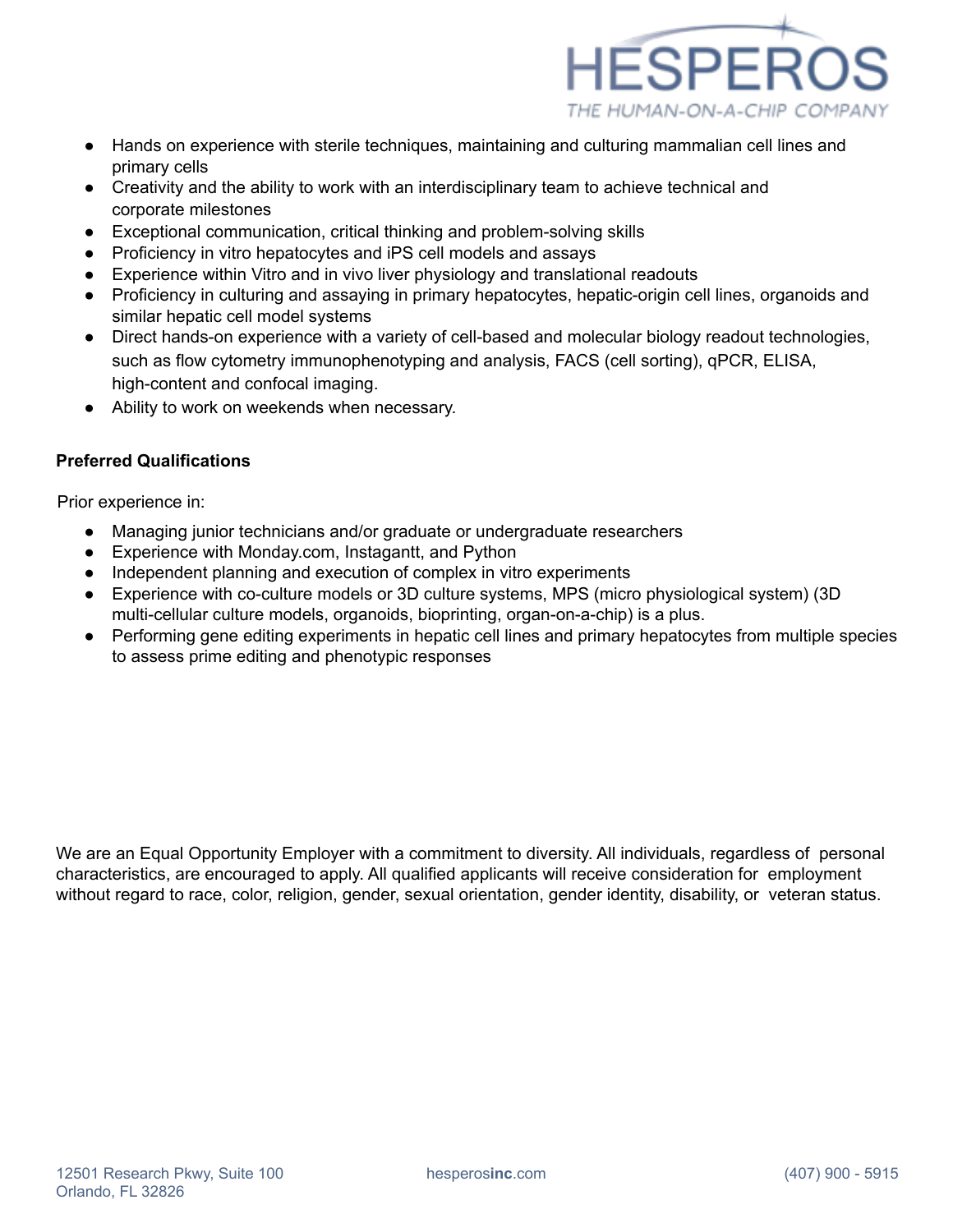- Hands on experience with sterile techniques, maintaining and culturing mammalian cell lines and primary cells
- Creativity and the ability to work with an interdisciplinary team to achieve technical and corporate milestones
- Exceptional communication, critical thinking and problem-solving skills
- Proficiency in vitro hepatocytes and iPS cell models and assays
- Experience within Vitro and in vivo liver physiology and translational readouts
- Proficiency in culturing and assaying in primary hepatocytes, hepatic-origin cell lines, organoids and similar hepatic cell model systems
- Direct hands-on experience with a variety of cell-based and molecular biology readout technologies, such as flow cytometry immunophenotyping and analysis, FACS (cell sorting), qPCR, ELISA, high-content and confocal imaging.
- Ability to work on weekends when necessary.

**Preferred Qualifications**

Prior experience in:

- Managing junior technicians and/or graduate or undergraduate researchers
- Experience with Monday.com, Instagantt, and Python
- Independent planning and execution of complex in vitro experiments
- Experience with co-culture models or 3D culture systems, MPS (micro physiological system) (3D multi-cellular culture models, organoids, bioprinting, organ-on-a-chip) is a plus.
- Performing gene editing experiments in hepatic cell lines and primary hepatocytes from multiple species to assess prime editing and phenotypic responses

We are an Equal Opportunity Employer with a commitment to diversity. All individuals, regardless of personal characteristics, are encouraged to apply. All qualified applicants will receive consideration for employment without regard to race, color, religion, gender, sexual orientation, gender identity, disability, or veteran status.